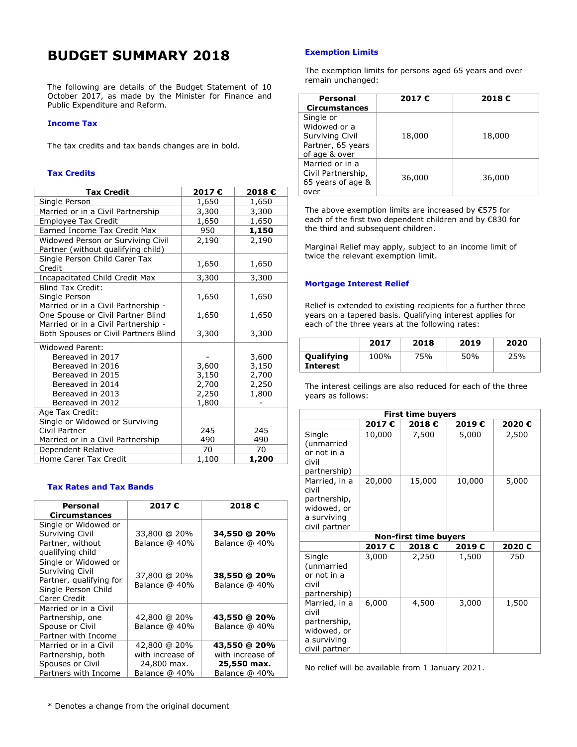# BUDGET SUMMARY 2018

The following are details of the Budget Statement of 10 October 2017, as made by the Minister for Finance and Public Expenditure and Reform.

## Income Tax

The tax credits and tax bands changes are in bold.

### Tax Credits

| Tax Credit | 2017 € | 2018 € |
|---|---|---|
| Single Person | 1,650 | 1,650 |
| Married or in a Civil Partnership | 3,300 | 3,300 |
| Employee Tax Credit | 1,650 | 1,650 |
| Earned Income Tax Credit Max | 950 | **1,150** |
| Widowed Person or Surviving Civil Partner (without qualifying child) | 2,190 | 2,190 |
| Single Person Child Carer Tax Credit | 1,650 | 1,650 |
| Incapacitated Child Credit Max | 3,300 | 3,300 |
| Blind Tax Credit: | | |
| Single Person | 1,650 | 1,650 |
| Married or in a Civil Partnership - One Spouse or Civil Partner Blind | 1,650 | 1,650 |
| Married or in a Civil Partnership - Both Spouses or Civil Partners Blind | 3,300 | 3,300 |
| Widowed Parent: | | |
| Bereaved in 2017 | - | 3,600 |
| Bereaved in 2016 | 3,600 | 3,150 |
| Bereaved in 2015 | 3,150 | 2,700 |
| Bereaved in 2014 | 2,700 | 2,250 |
| Bereaved in 2013 | 2,250 | 1,800 |
| Bereaved in 2012 | 1,800 | - |
| Age Tax Credit: | | |
| Single or Widowed or Surviving Civil Partner | 245 | 245 |
| Married or in a Civil Partnership | 490 | 490 |
| Dependent Relative | 70 | 70 |
| Home Carer Tax Credit | 1,100 | **1,200** |

### Tax Rates and Tax Bands

| Personal Circumstances | 2017 € | 2018 € |
|---|---|---|
| Single or Widowed or Surviving Civil Partner, without qualifying child | 33,800 @ 20%<br>Balance @ 40% | **34,550 @ 20%**<br>Balance @ 40% |
| Single or Widowed or Surviving Civil Partner, qualifying for Single Person Child Carer Credit | 37,800 @ 20%<br>Balance @ 40% | **38,550 @ 20%**<br>Balance @ 40% |
| Married or in a Civil Partnership, one Spouse or Civil Partner with Income | 42,800 @ 20%<br>Balance @ 40% | **43,550 @ 20%**<br>Balance @ 40% |
| Married or in a Civil Partnership, both Spouses or Civil Partners with Income | 42,800 @ 20%<br>with increase of 24,800 max.<br>Balance @ 40% | **43,550 @ 20%**<br>with increase of **25,550 max.**<br>Balance @ 40% |

\* Denotes a change from the original document

### Exemption Limits

The exemption limits for persons aged 65 years and over remain unchanged:

| Personal Circumstances | 2017 € | 2018 € |
|---|---|---|
| Single or Widowed or a Surviving Civil Partner, 65 years of age & over | 18,000 | 18,000 |
| Married or in a Civil Partnership, 65 years of age & over | 36,000 | 36,000 |

The above exemption limits are increased by €575 for each of the first two dependent children and by €830 for the third and subsequent children.

Marginal Relief may apply, subject to an income limit of twice the relevant exemption limit.

### Mortgage Interest Relief

Relief is extended to existing recipients for a further three years on a tapered basis. Qualifying interest applies for each of the three years at the following rates:

| | 2017 | 2018 | 2019 | 2020 |
|---|---|---|---|---|
| **Qualifying Interest** | 100% | 75% | 50% | 25% |

The interest ceilings are also reduced for each of the three years as follows:

| **First time buyers** | | | | |
|---|---|---|---|---|
| | **2017 €** | **2018 €** | **2019 €** | **2020 €** |
| Single (unmarried or not in a civil partnership) | 10,000 | 7,500 | 5,000 | 2,500 |
| Married, in a civil partnership, widowed, or a surviving civil partner | 20,000 | 15,000 | 10,000 | 5,000 |
| **Non-first time buyers** | | | | |
| | **2017 €** | **2018 €** | **2019 €** | **2020 €** |
| Single (unmarried or not in a civil partnership) | 3,000 | 2,250 | 1,500 | 750 |
| Married, in a civil partnership, widowed, or a surviving civil partner | 6,000 | 4,500 | 3,000 | 1,500 |

No relief will be available from 1 January 2021.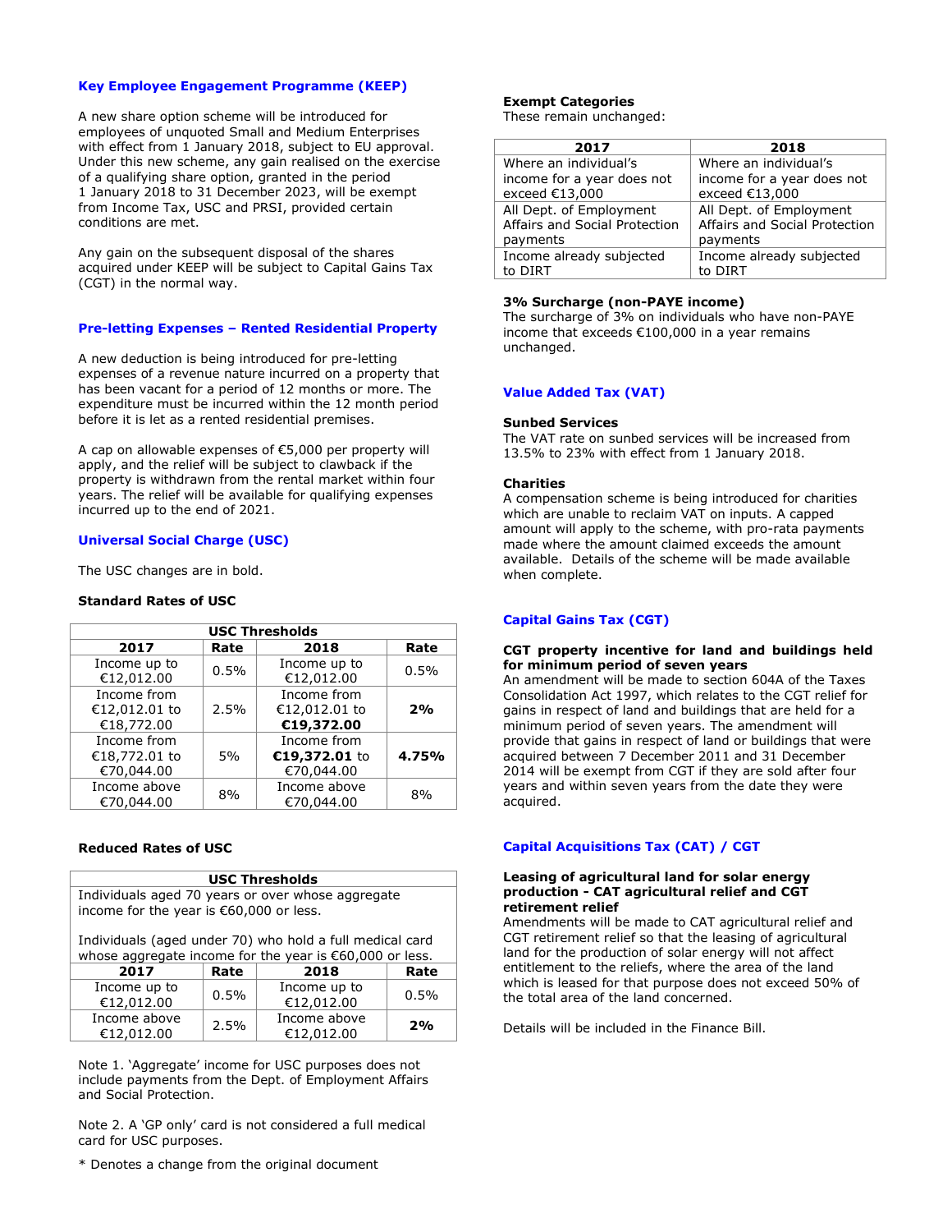## Key Employee Engagement Programme (KEEP)

A new share option scheme will be introduced for employees of unquoted Small and Medium Enterprises with effect from 1 January 2018, subject to EU approval. Under this new scheme, any gain realised on the exercise of a qualifying share option, granted in the period 1 January 2018 to 31 December 2023, will be exempt from Income Tax, USC and PRSI, provided certain conditions are met.

Any gain on the subsequent disposal of the shares acquired under KEEP will be subject to Capital Gains Tax (CGT) in the normal way.

## Pre-letting Expenses – Rented Residential Property

A new deduction is being introduced for pre-letting expenses of a revenue nature incurred on a property that has been vacant for a period of 12 months or more. The expenditure must be incurred within the 12 month period before it is let as a rented residential premises.

A cap on allowable expenses of €5,000 per property will apply, and the relief will be subject to clawback if the property is withdrawn from the rental market within four years. The relief will be available for qualifying expenses incurred up to the end of 2021.

## Universal Social Charge (USC)

The USC changes are in bold.

### Standard Rates of USC

| USC Thresholds | | | |
|---|---|---|---|
| **2017** | **Rate** | **2018** | **Rate** |
| Income up to €12,012.00 | 0.5% | Income up to €12,012.00 | 0.5% |
| Income from €12,012.01 to €18,772.00 | 2.5% | Income from €12,012.01 to **€19,372.00** | **2%** |
| Income from €18,772.01 to €70,044.00 | 5% | Income from **€19,372.01** to €70,044.00 | **4.75%** |
| Income above €70,044.00 | 8% | Income above €70,044.00 | 8% |

### Reduced Rates of USC

| USC Thresholds | | | |
|---|---|---|---|
| Individuals aged 70 years or over whose aggregate income for the year is €60,000 or less.<br><br>Individuals (aged under 70) who hold a full medical card whose aggregate income for the year is €60,000 or less. | | | |
| **2017** | **Rate** | **2018** | **Rate** |
| Income up to €12,012.00 | 0.5% | Income up to €12,012.00 | 0.5% |
| Income above €12,012.00 | 2.5% | Income above €12,012.00 | **2%** |

Note 1. 'Aggregate' income for USC purposes does not include payments from the Dept. of Employment Affairs and Social Protection.

Note 2. A 'GP only' card is not considered a full medical card for USC purposes.

\* Denotes a change from the original document

### Exempt Categories

These remain unchanged:

| 2017 | 2018 |
|---|---|
| Where an individual's income for a year does not exceed €13,000 | Where an individual's income for a year does not exceed €13,000 |
| All Dept. of Employment Affairs and Social Protection payments | All Dept. of Employment Affairs and Social Protection payments |
| Income already subjected to DIRT | Income already subjected to DIRT |

### 3% Surcharge (non-PAYE income)

The surcharge of 3% on individuals who have non-PAYE income that exceeds €100,000 in a year remains unchanged.

## Value Added Tax (VAT)

### Sunbed Services

The VAT rate on sunbed services will be increased from 13.5% to 23% with effect from 1 January 2018.

### Charities

A compensation scheme is being introduced for charities which are unable to reclaim VAT on inputs. A capped amount will apply to the scheme, with pro-rata payments made where the amount claimed exceeds the amount available. Details of the scheme will be made available when complete.

## Capital Gains Tax (CGT)

### CGT property incentive for land and buildings held for minimum period of seven years

An amendment will be made to section 604A of the Taxes Consolidation Act 1997, which relates to the CGT relief for gains in respect of land and buildings that are held for a minimum period of seven years. The amendment will provide that gains in respect of land or buildings that were acquired between 7 December 2011 and 31 December 2014 will be exempt from CGT if they are sold after four years and within seven years from the date they were acquired.

## Capital Acquisitions Tax (CAT) / CGT

### Leasing of agricultural land for solar energy production - CAT agricultural relief and CGT retirement relief

Amendments will be made to CAT agricultural relief and CGT retirement relief so that the leasing of agricultural land for the production of solar energy will not affect entitlement to the reliefs, where the area of the land which is leased for that purpose does not exceed 50% of the total area of the land concerned.

Details will be included in the Finance Bill.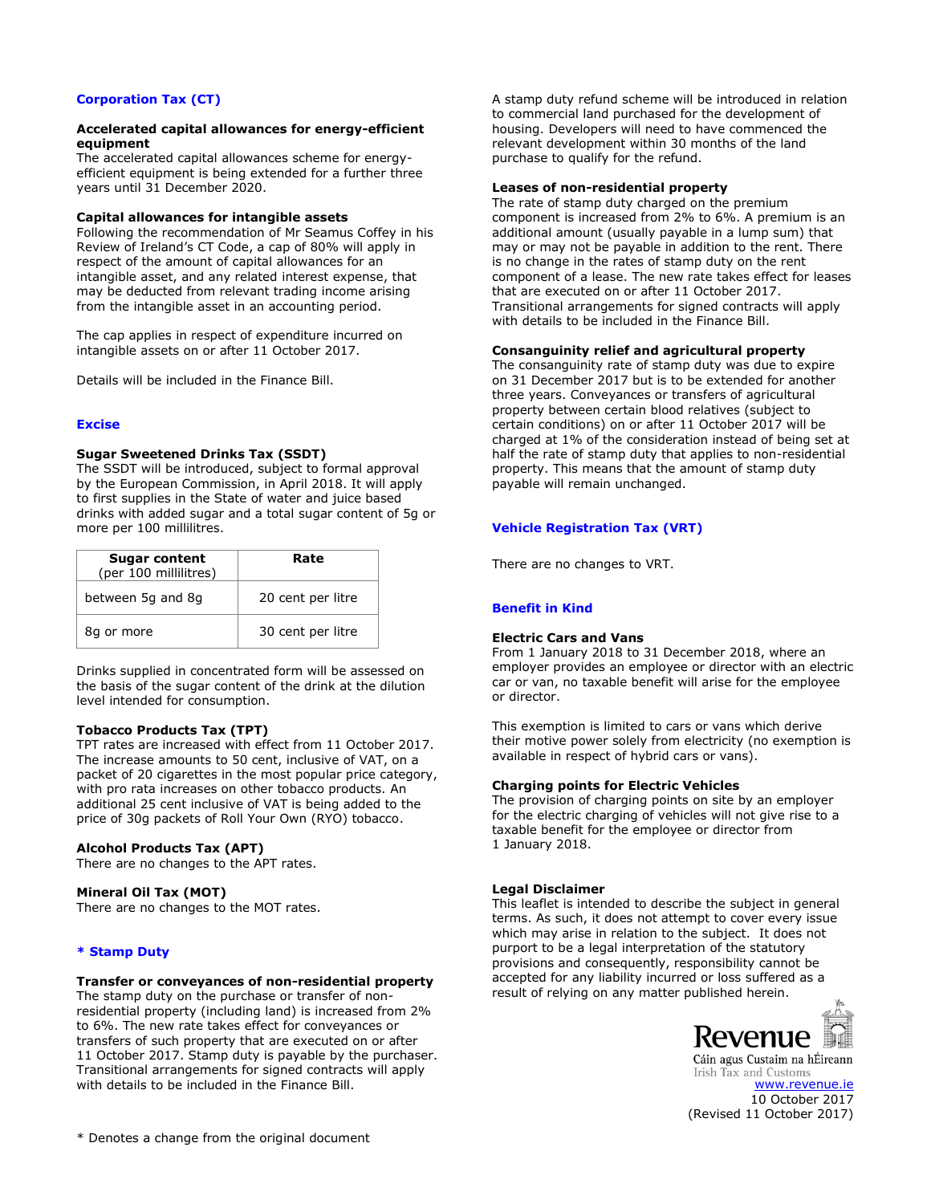## Corporation Tax (CT)

### Accelerated capital allowances for energy-efficient equipment

The accelerated capital allowances scheme for energy-efficient equipment is being extended for a further three years until 31 December 2020.

### Capital allowances for intangible assets

Following the recommendation of Mr Seamus Coffey in his Review of Ireland's CT Code, a cap of 80% will apply in respect of the amount of capital allowances for an intangible asset, and any related interest expense, that may be deducted from relevant trading income arising from the intangible asset in an accounting period.

The cap applies in respect of expenditure incurred on intangible assets on or after 11 October 2017.

Details will be included in the Finance Bill.

## Excise

### Sugar Sweetened Drinks Tax (SSDT)

The SSDT will be introduced, subject to formal approval by the European Commission, in April 2018. It will apply to first supplies in the State of water and juice based drinks with added sugar and a total sugar content of 5g or more per 100 millilitres.

| Sugar content (per 100 millilitres) | Rate |
|---|---|
| between 5g and 8g | 20 cent per litre |
| 8g or more | 30 cent per litre |

Drinks supplied in concentrated form will be assessed on the basis of the sugar content of the drink at the dilution level intended for consumption.

### Tobacco Products Tax (TPT)

TPT rates are increased with effect from 11 October 2017. The increase amounts to 50 cent, inclusive of VAT, on a packet of 20 cigarettes in the most popular price category, with pro rata increases on other tobacco products. An additional 25 cent inclusive of VAT is being added to the price of 30g packets of Roll Your Own (RYO) tobacco.

### Alcohol Products Tax (APT)

There are no changes to the APT rates.

### Mineral Oil Tax (MOT)

There are no changes to the MOT rates.

## * Stamp Duty

### Transfer or conveyances of non-residential property

The stamp duty on the purchase or transfer of non-residential property (including land) is increased from 2% to 6%. The new rate takes effect for conveyances or transfers of such property that are executed on or after 11 October 2017. Stamp duty is payable by the purchaser. Transitional arrangements for signed contracts will apply with details to be included in the Finance Bill.

A stamp duty refund scheme will be introduced in relation to commercial land purchased for the development of housing. Developers will need to have commenced the relevant development within 30 months of the land purchase to qualify for the refund.

### Leases of non-residential property

The rate of stamp duty charged on the premium component is increased from 2% to 6%. A premium is an additional amount (usually payable in a lump sum) that may or may not be payable in addition to the rent. There is no change in the rates of stamp duty on the rent component of a lease. The new rate takes effect for leases that are executed on or after 11 October 2017. Transitional arrangements for signed contracts will apply with details to be included in the Finance Bill.

### Consanguinity relief and agricultural property

The consanguinity rate of stamp duty was due to expire on 31 December 2017 but is to be extended for another three years. Conveyances or transfers of agricultural property between certain blood relatives (subject to certain conditions) on or after 11 October 2017 will be charged at 1% of the consideration instead of being set at half the rate of stamp duty that applies to non-residential property. This means that the amount of stamp duty payable will remain unchanged.

## Vehicle Registration Tax (VRT)

There are no changes to VRT.

## Benefit in Kind

### Electric Cars and Vans

From 1 January 2018 to 31 December 2018, where an employer provides an employee or director with an electric car or van, no taxable benefit will arise for the employee or director.

This exemption is limited to cars or vans which derive their motive power solely from electricity (no exemption is available in respect of hybrid cars or vans).

### Charging points for Electric Vehicles

The provision of charging points on site by an employer for the electric charging of vehicles will not give rise to a taxable benefit for the employee or director from 1 January 2018.

### Legal Disclaimer

This leaflet is intended to describe the subject in general terms. As such, it does not attempt to cover every issue which may arise in relation to the subject. It does not purport to be a legal interpretation of the statutory provisions and consequently, responsibility cannot be accepted for any liability incurred or loss suffered as a result of relying on any matter published herein.

Revenue
Cáin agus Custaim na hÉireann
Irish Tax and Customs
www.revenue.ie
10 October 2017
(Revised 11 October 2017)

* Denotes a change from the original document